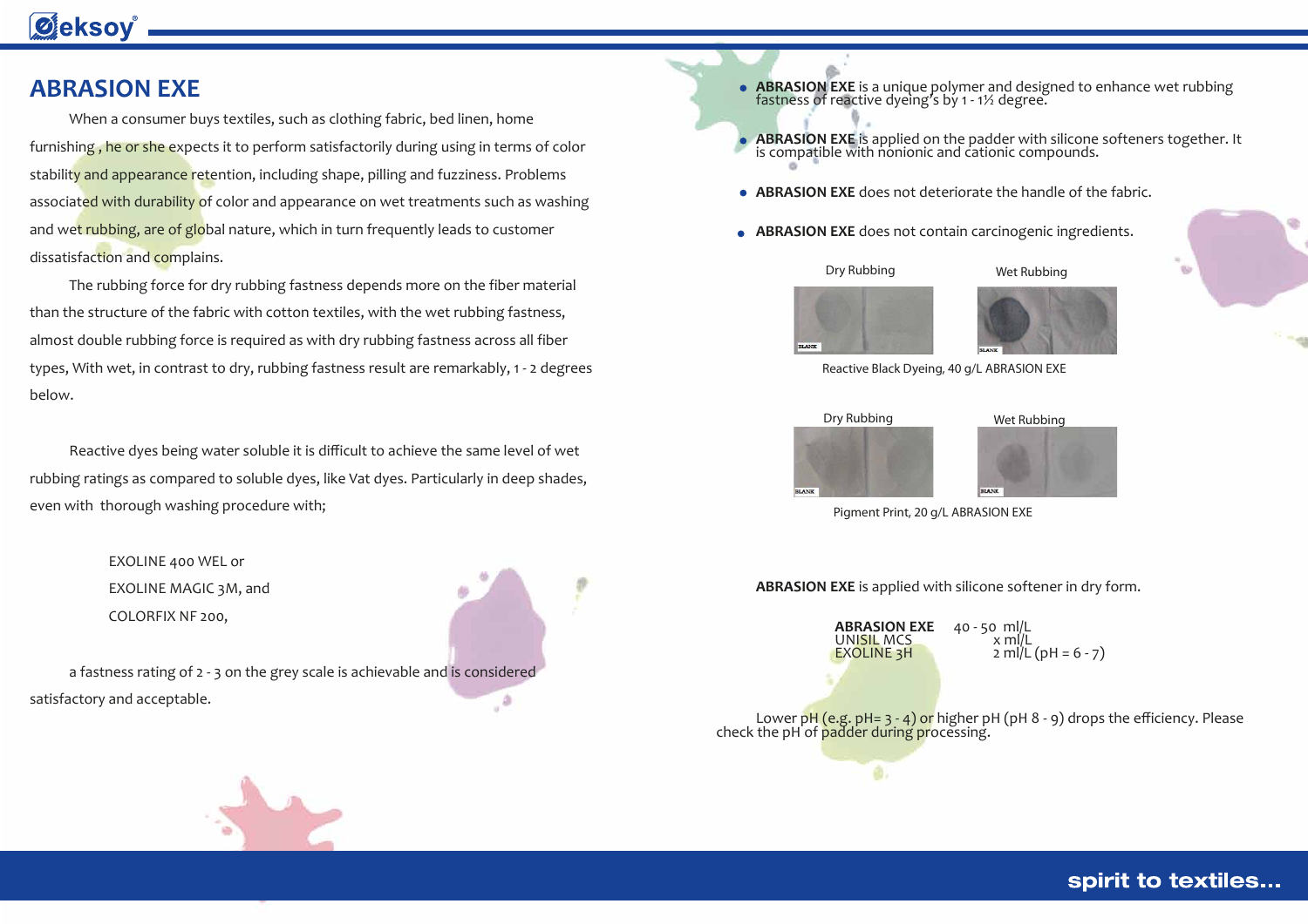# ABRASION EXE

When a consumer buys textiles, such as clothing fabric, bed linen, home furnishing , he or she expects it to perform satisfactorily during using in terms of color stability and appearance retention, including shape, pilling and fuzziness. Problems associated with durability of color and appearance on wet treatments such as washing and wet rubbing, are of global nature, which in turn frequently leads to customer dissatisfaction and complains.

The rubbing force for dry rubbing fastness depends more on the fiber material than the structure of the fabric with cotton textiles, with the wet rubbing fastness, almost double rubbing force is required as with dry rubbing fastness across all fiber types, With wet, in contrast to dry, rubbing fastness result are remarkably, 1 - 2 degrees below.

Reactive dyes being water soluble it is difficult to achieve the same level of wet rubbing ratings as compared to soluble dyes, like Vat dyes. Particularly in deep shades, even with thorough washing procedure with;

EXOLINE 400 WEL or
EXOLINE MAGIC 3M, and
COLORFIX NF 200,

a fastness rating of 2 - 3 on the grey scale is achievable and is considered satisfactory and acceptable.

- **ABRASION EXE** is a unique polymer and designed to enhance wet rubbing fastness of reactive dyeing's by 1 - 1½ degree.
- **ABRASION EXE** is applied on the padder with silicone softeners together. It is compatible with nonionic and cationic compounds.
- **ABRASION EXE** does not deteriorate the handle of the fabric.
- **ABRASION EXE** does not contain carcinogenic ingredients.

Dry Rubbing | Wet Rubbing

Reactive Black Dyeing, 40 g/L ABRASION EXE

Dry Rubbing | Wet Rubbing

Pigment Print, 20 g/L ABRASION EXE

**ABRASION EXE** is applied with silicone softener in dry form.

| | |
|---|---|
| **ABRASION EXE** | 40 - 50 ml/L |
| UNISIL MCS | x ml/L |
| EXOLINE 3H | 2 ml/L (pH = 6 - 7) |

Lower pH (e.g. pH= 3 - 4) or higher pH (pH 8 - 9) drops the efficiency. Please check the pH of padder during processing.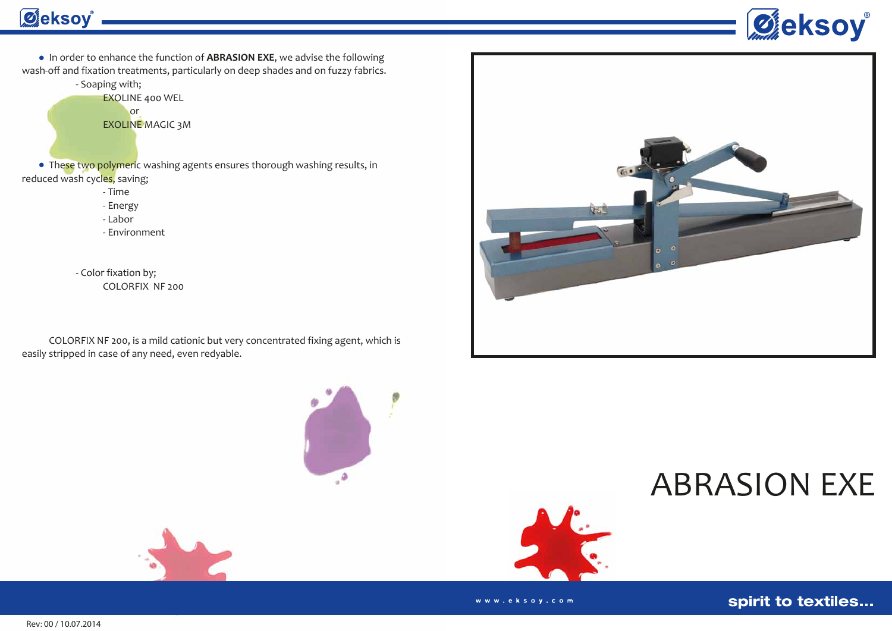- In order to enhance the function of **ABRASION EXE**, we advise the following wash-off and fixation treatments, particularly on deep shades and on fuzzy fabrics.

  - Soaping with;

    EXOLINE 400 WEL

    or

    EXOLINE MAGIC 3M

- These two polymeric washing agents ensures thorough washing results, in reduced wash cycles, saving;
  - Time
  - Energy
  - Labor
  - Environment

  - Color fixation by;

    COLORFIX NF 200

COLORFIX NF 200, is a mild cationic but very concentrated fixing agent, which is easily stripped in case of any need, even redyable.

# ABRASION EXE

www.eksoy.com

spirit to textiles...

Rev: 00 / 10.07.2014